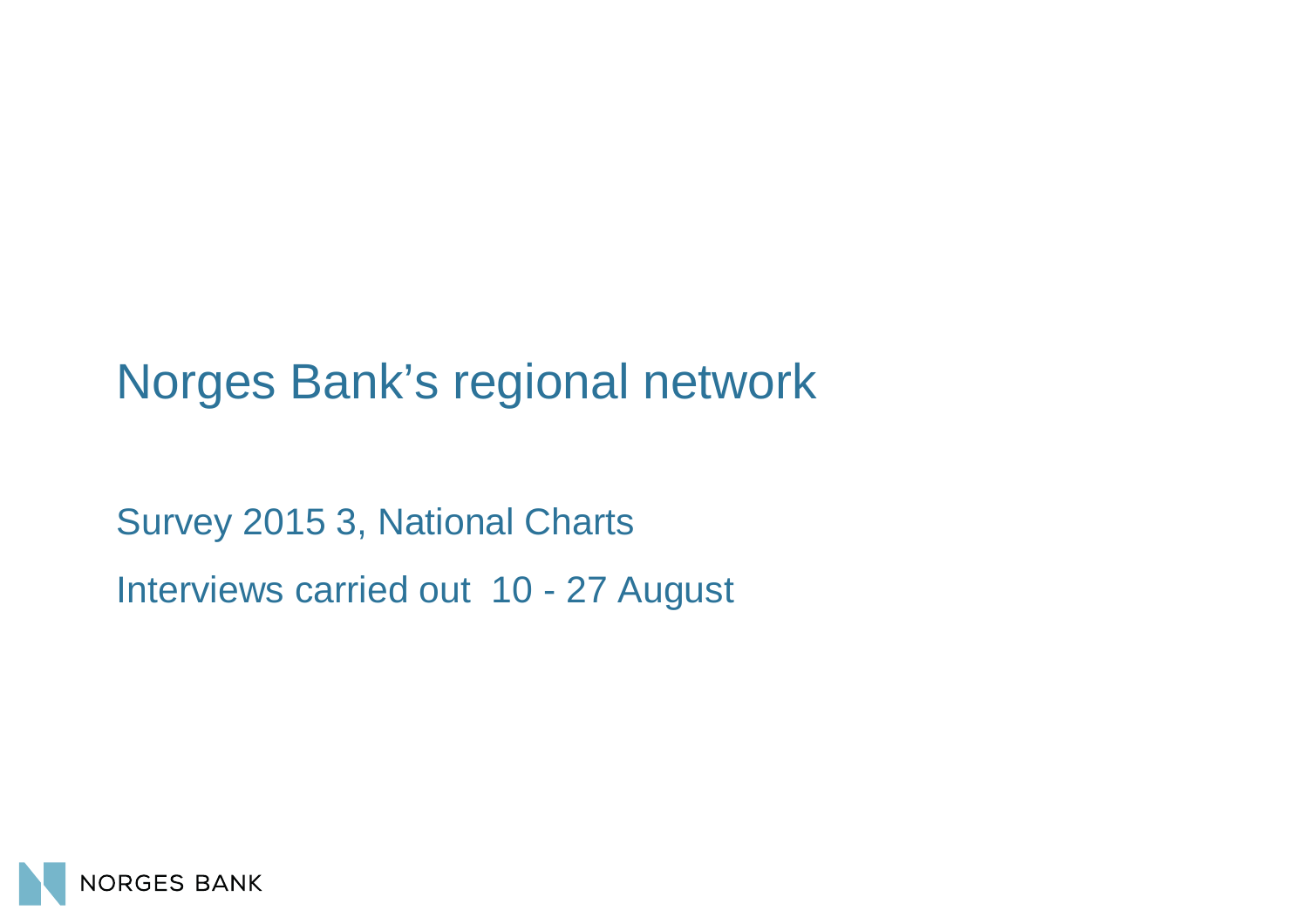# Norges Bank's regional network

Survey 2015 3, National Charts

Interviews carried out 10 - 27 August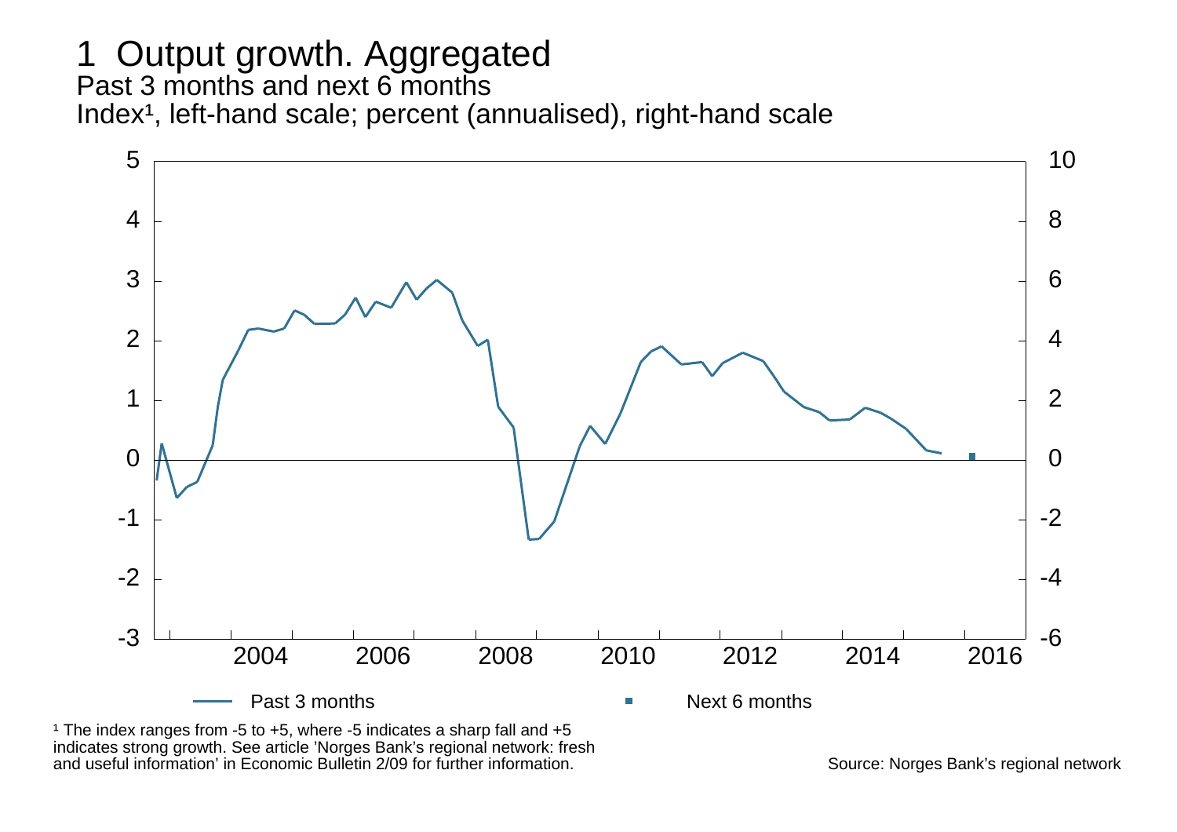# 1 Output growth. Aggregated

Past 3 months and next 6 months

Index[1], left-hand scale; percent (annualised), right-hand scale

Past 3 months — Next 6 months

[1] The index ranges from -5 to +5, where -5 indicates a sharp fall and +5 indicates strong growth. See article 'Norges Bank's regional network: fresh and useful information' in Economic Bulletin 2/09 for further information.

Source: Norges Bank's regional network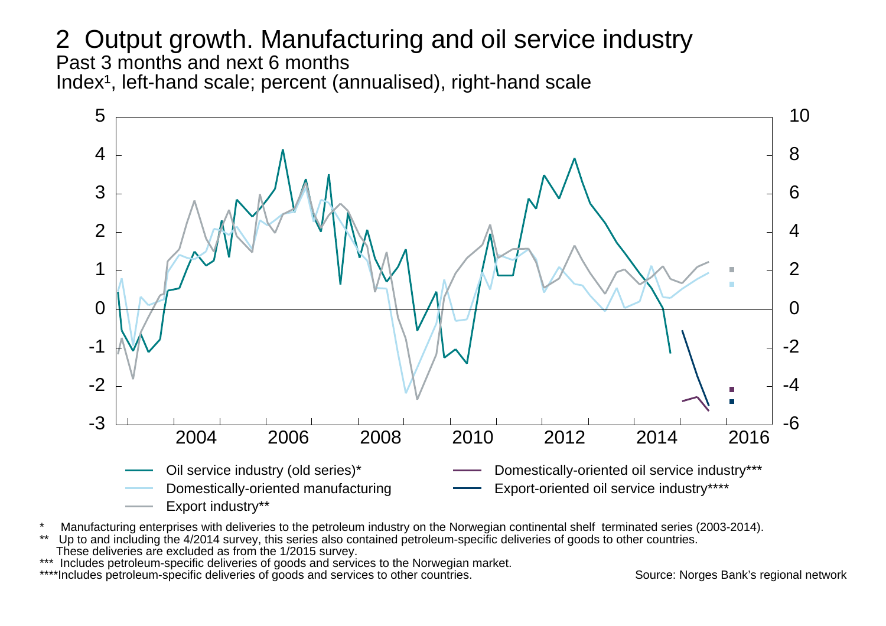## 2 Output growth. Manufacturing and oil service industry

Past 3 months and next 6 months

Index[1], left-hand scale; percent (annualised), right-hand scale

- Oil service industry (old series)*
- Domestically-oriented manufacturing
- Export industry**
- Domestically-oriented oil service industry***
- Export-oriented oil service industry****

\* Manufacturing enterprises with deliveries to the petroleum industry on the Norwegian continental shelf terminated series (2003-2014).

\*\* Up to and including the 4/2014 survey, this series also contained petroleum-specific deliveries of goods to other countries. These deliveries are excluded as from the 1/2015 survey.

\*\*\* Includes petroleum-specific deliveries of goods and services to the Norwegian market.

\*\*\*\*Includes petroleum-specific deliveries of goods and services to other countries.

Source: Norges Bank's regional network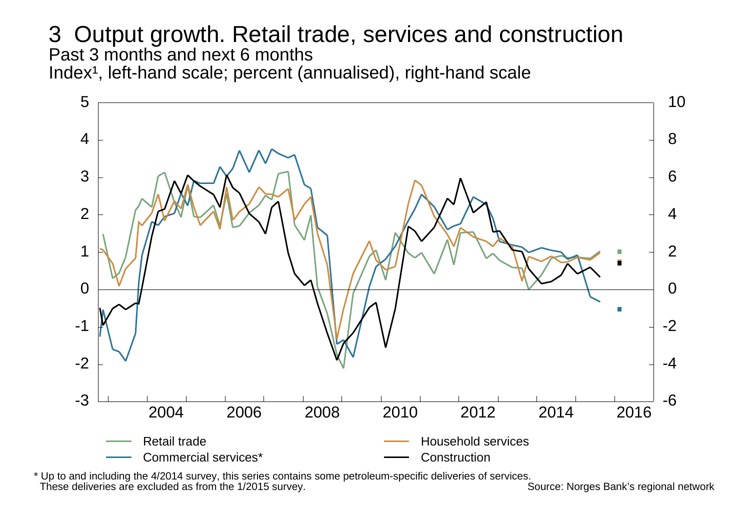# 3 Output growth. Retail trade, services and construction

Past 3 months and next 6 months

Index[1], left-hand scale; percent (annualised), right-hand scale

Retail trade

Household services

Commercial services*

Construction

\* Up to and including the 4/2014 survey, this series contains some petroleum-specific deliveries of services. These deliveries are excluded as from the 1/2015 survey.

Source: Norges Bank's regional network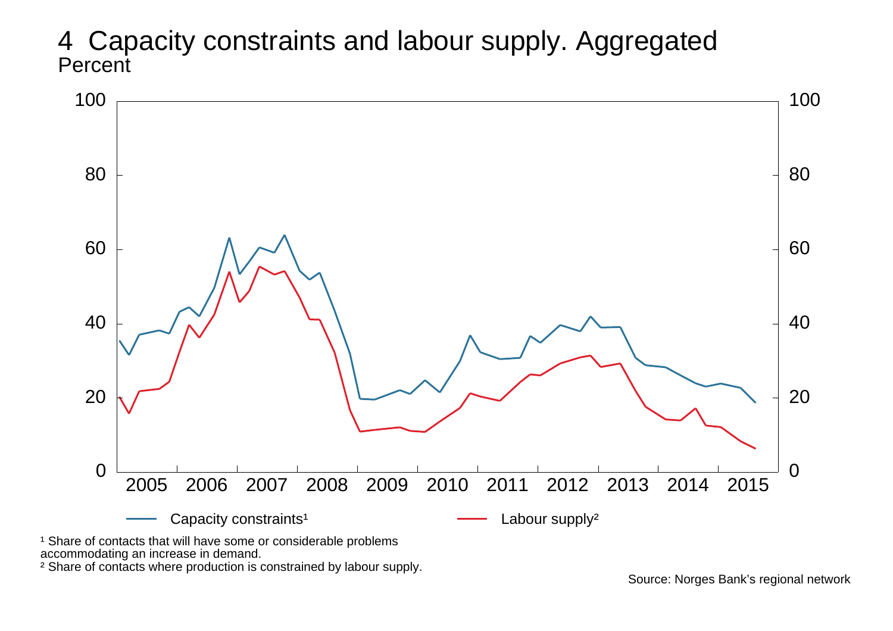# 4 Capacity constraints and labour supply. Aggregated

Percent

Capacity constraints[1] — Labour supply[2]

[1] Share of contacts that will have some or considerable problems accommodating an increase in demand.

[2] Share of contacts where production is constrained by labour supply.

Source: Norges Bank's regional network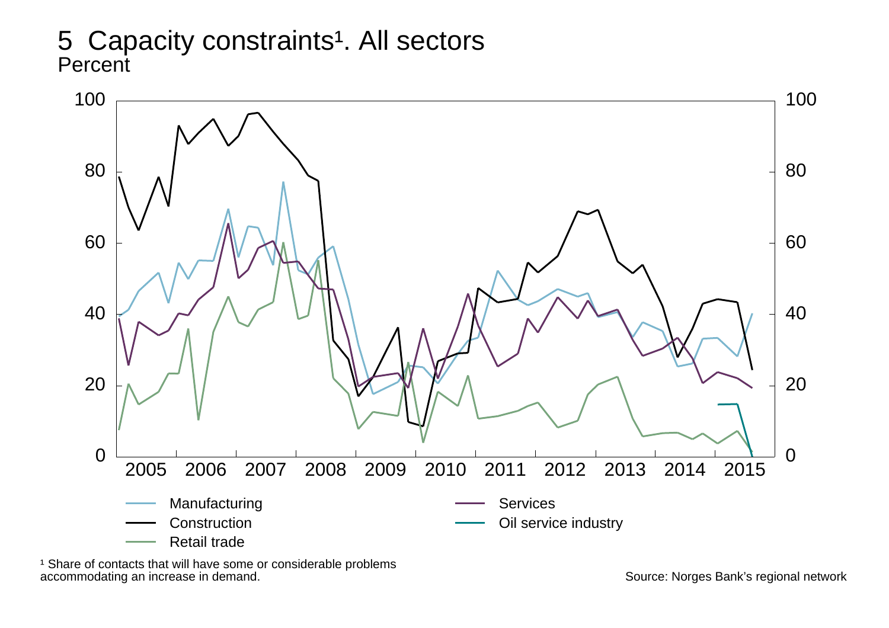# 5 Capacity constraints[1]. All sectors

Percent

Manufacturing

Construction

Retail trade

Services

Oil service industry

[1] Share of contacts that will have some or considerable problems accommodating an increase in demand.

Source: Norges Bank's regional network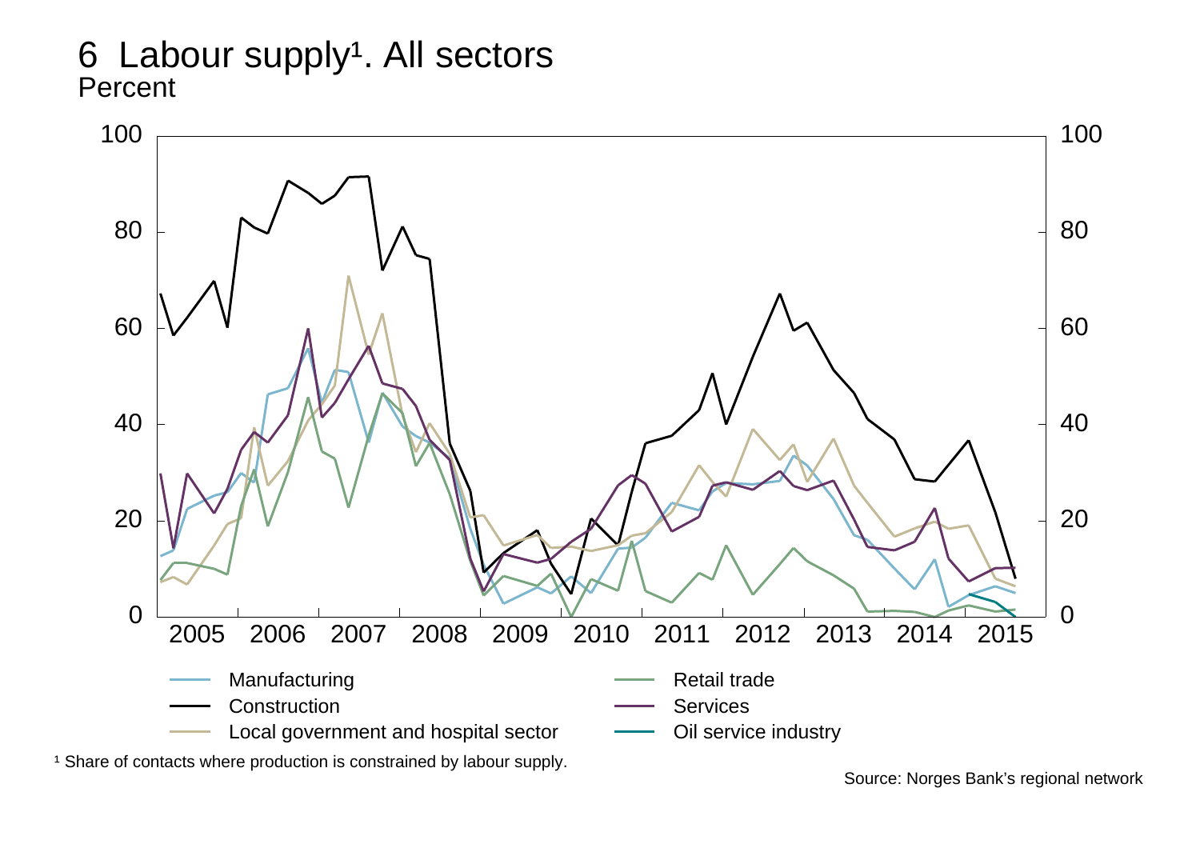# 6 Labour supply[1]. All sectors

Percent

1 Share of contacts where production is constrained by labour supply.

Source: Norges Bank's regional network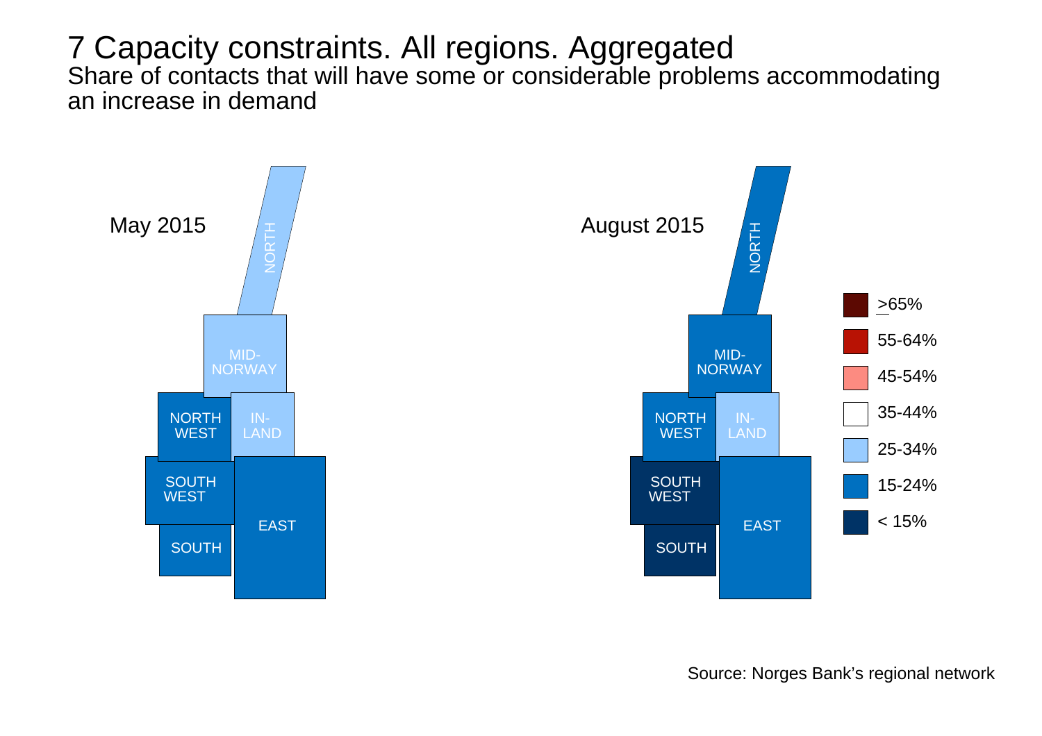# 7 Capacity constraints. All regions. Aggregated

Share of contacts that will have some or considerable problems accommodating an increase in demand

May 2015

NORTH

MID-NORWAY

NORTH WEST

IN-LAND

SOUTH WEST

EAST

SOUTH

August 2015

NORTH

MID-NORWAY

NORTH WEST

IN-LAND

SOUTH WEST

EAST

SOUTH

≥65%

55-64%

45-54%

35-44%

25-34%

15-24%

< 15%

Source: Norges Bank's regional network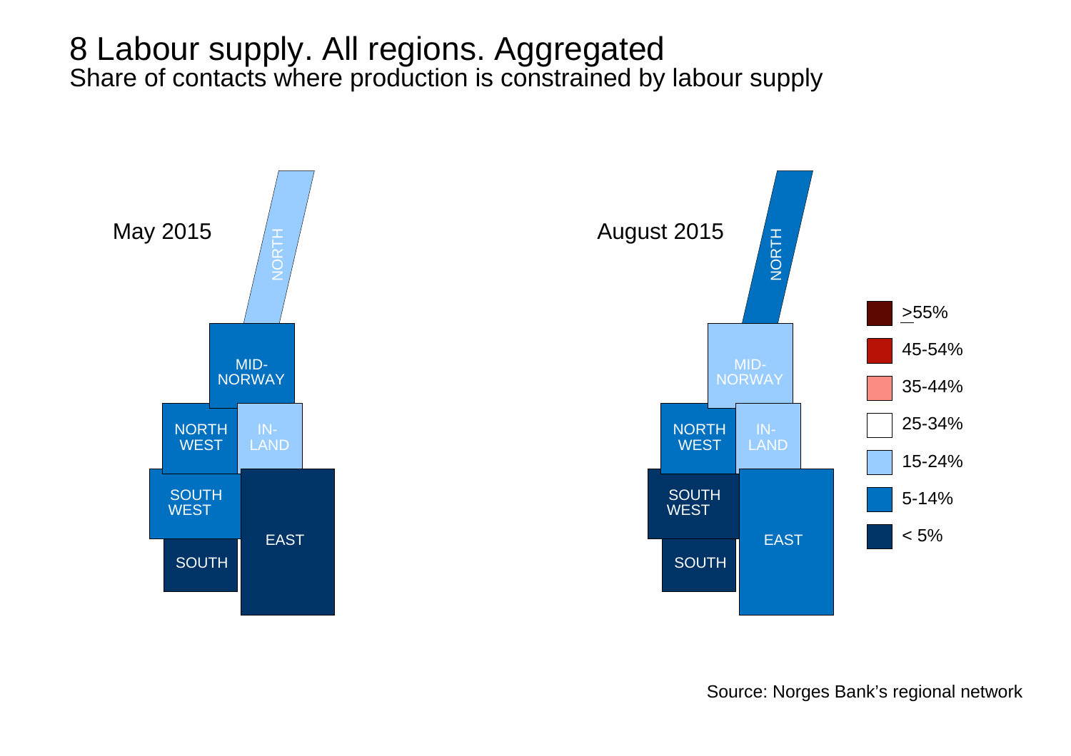# 8 Labour supply. All regions. Aggregated

Share of contacts where production is constrained by labour supply

May 2015

NORTH

MID-NORWAY

NORTH WEST

IN-LAND

SOUTH WEST

EAST

SOUTH

August 2015

NORTH

MID-NORWAY

NORTH WEST

IN-LAND

SOUTH WEST

EAST

SOUTH

- ≥55%
- 45-54%
- 35-44%
- 25-34%
- 15-24%
- 5-14%
- < 5%

Source: Norges Bank's regional network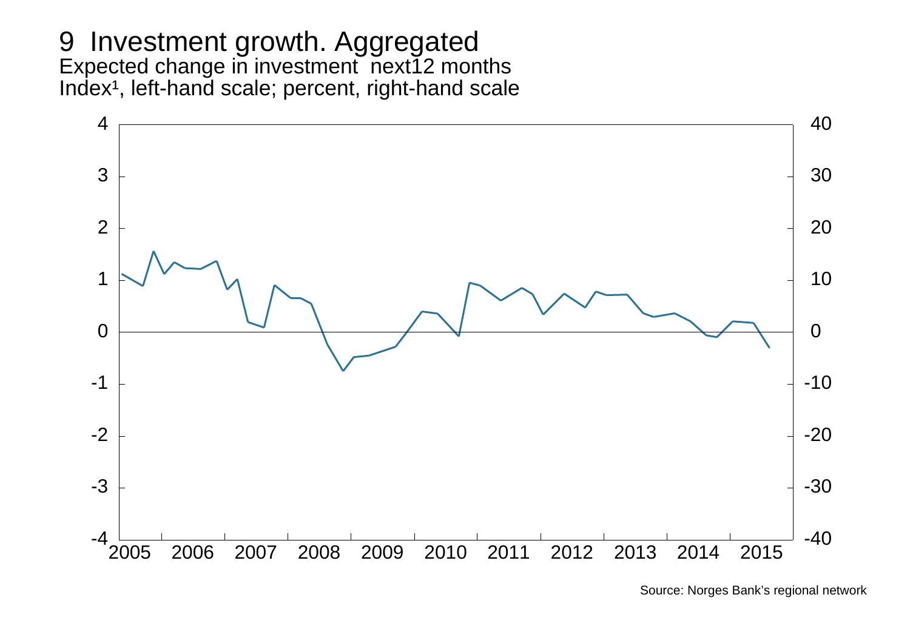# 9 Investment growth. Aggregated

Expected change in investment next12 months

Index[1], left-hand scale; percent, right-hand scale

Source: Norges Bank's regional network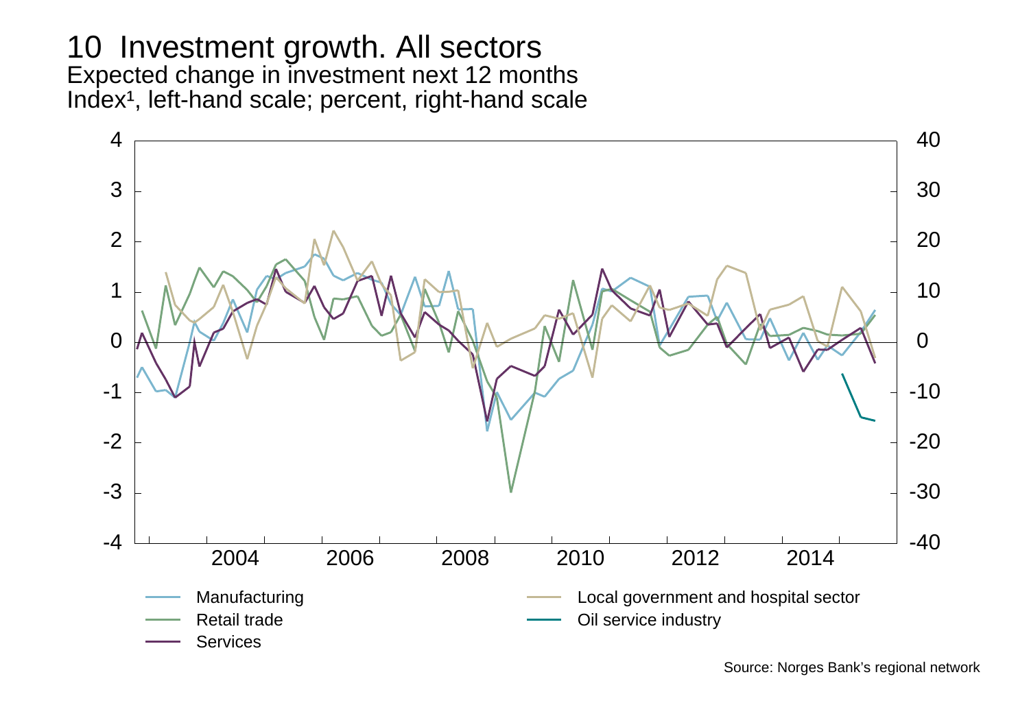# 10 Investment growth. All sectors

Expected change in investment next 12 months
Index[1], left-hand scale; percent, right-hand scale

- Manufacturing
- Retail trade
- Services
- Local government and hospital sector
- Oil service industry

Source: Norges Bank's regional network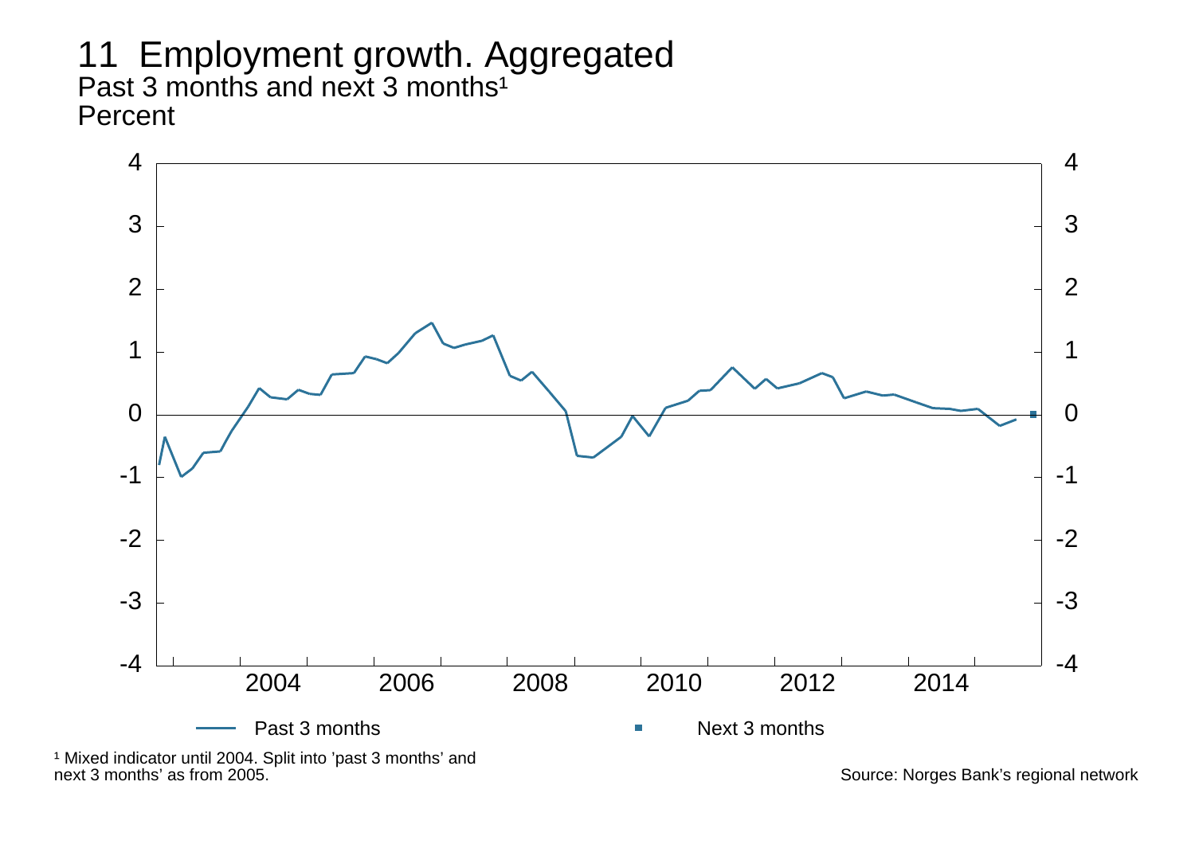# 11 Employment growth. Aggregated

Past 3 months and next 3 months[1]

Percent

[1] Mixed indicator until 2004. Split into 'past 3 months' and 'next 3 months' as from 2005.

Source: Norges Bank's regional network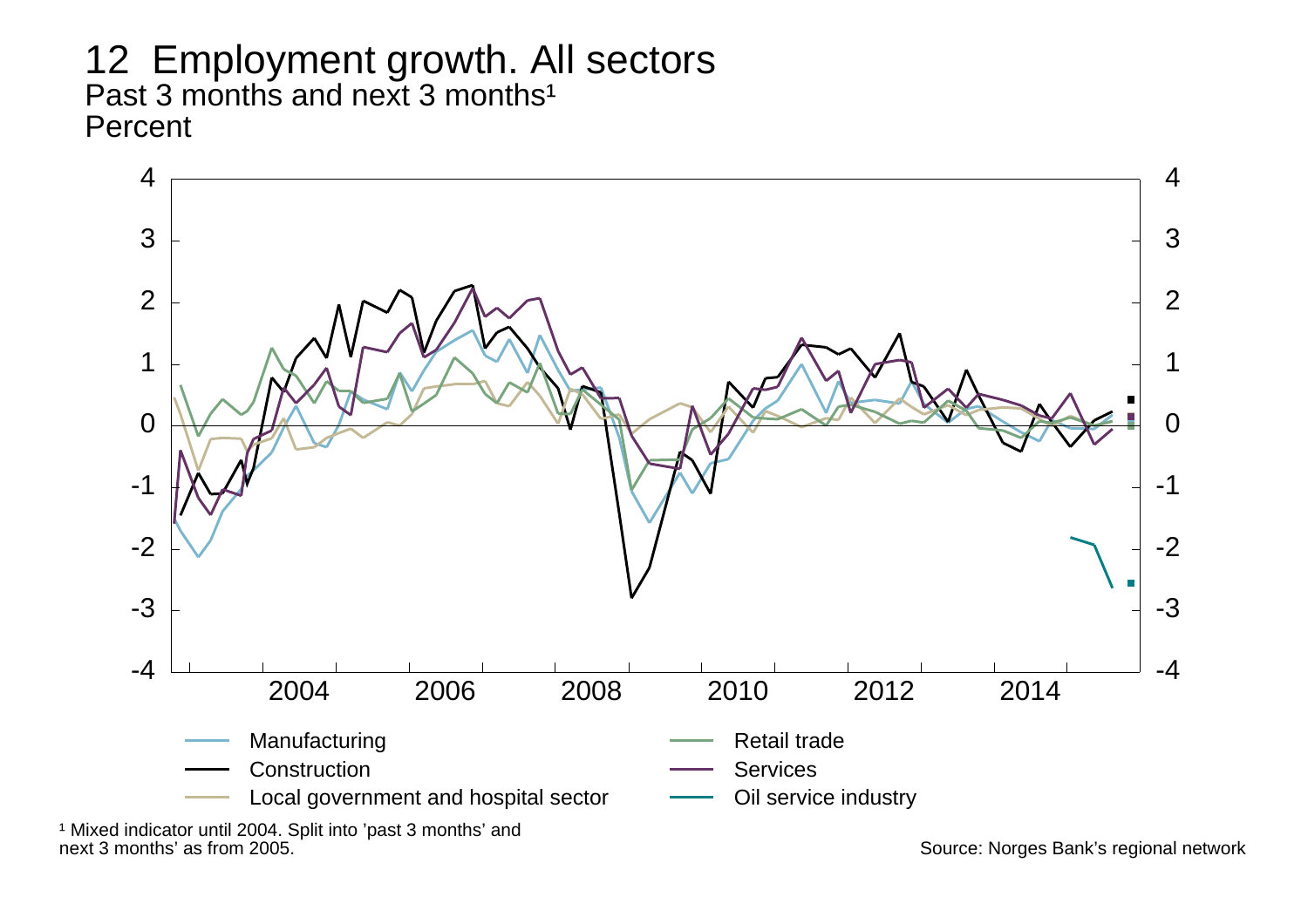# 12 Employment growth. All sectors

Past 3 months and next 3 months[1]

Percent

4 3 2 1 0 -1 -2 -3 -4

2004 2006 2008 2010 2012 2014

- Manufacturing
- Construction
- Local government and hospital sector
- Retail trade
- Services
- Oil service industry

[1] Mixed indicator until 2004. Split into 'past 3 months' and next 3 months' as from 2005.

Source: Norges Bank's regional network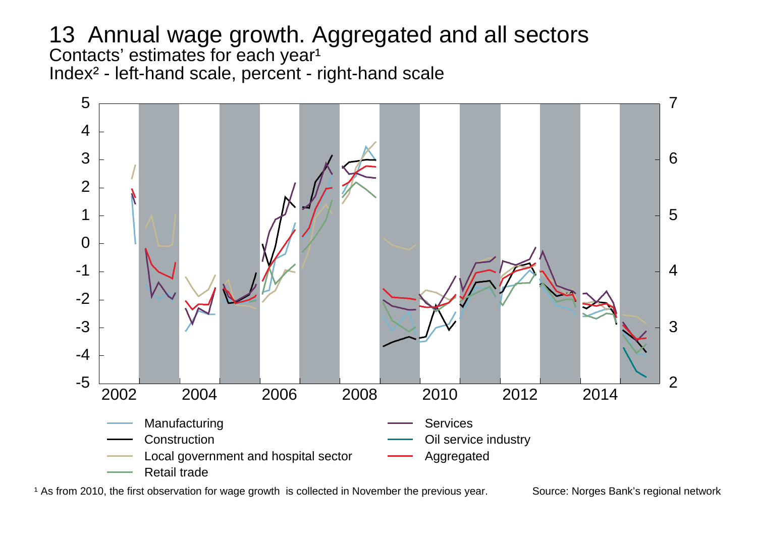# 13 Annual wage growth. Aggregated and all sectors

Contacts' estimates for each year[1]

Index[2] - left-hand scale, percent - right-hand scale

- Manufacturing
- Construction
- Local government and hospital sector
- Retail trade
- Services
- Oil service industry
- Aggregated

[1] As from 2010, the first observation for wage growth is collected in November the previous year.

Source: Norges Bank's regional network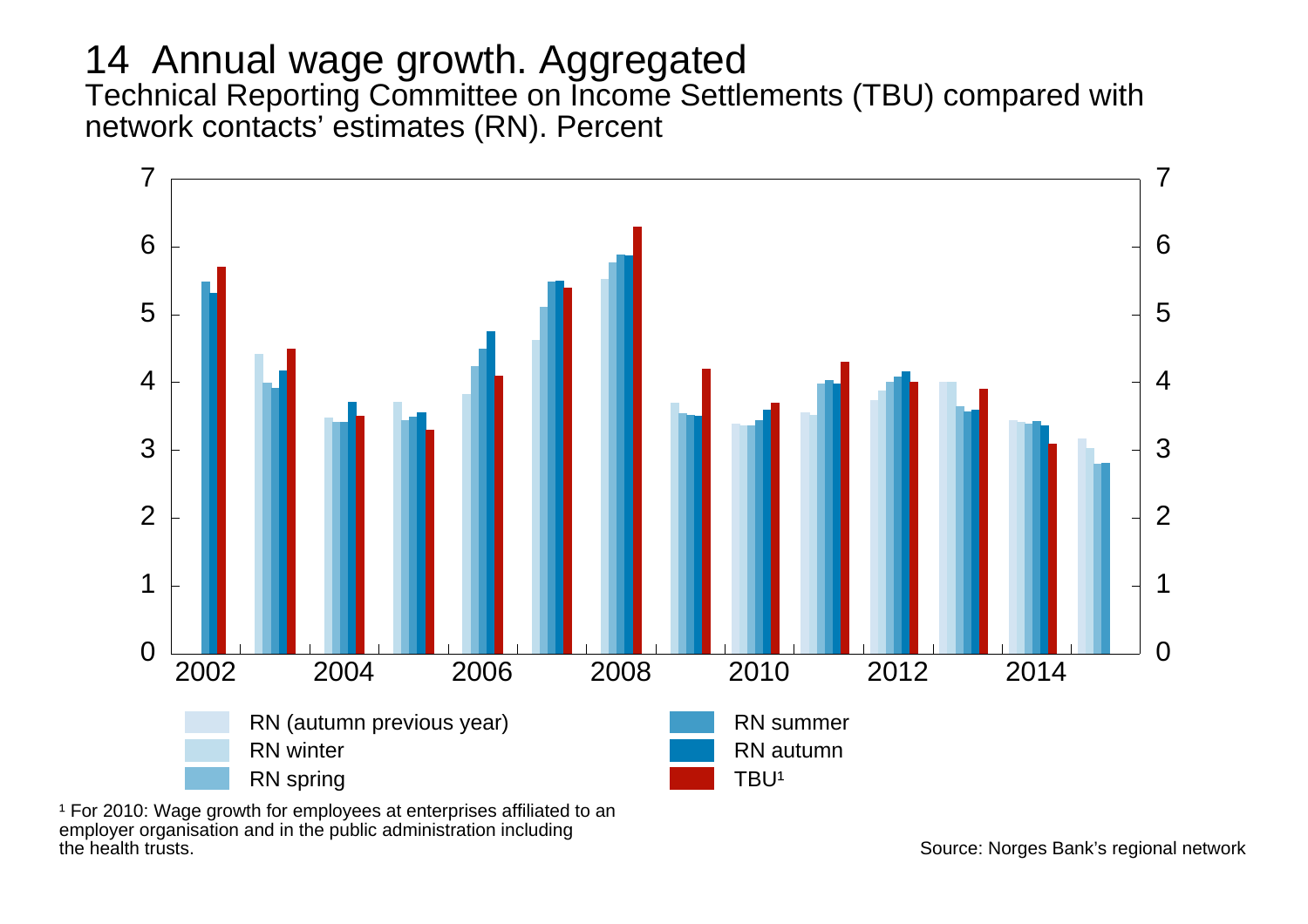# 14 Annual wage growth. Aggregated

Technical Reporting Committee on Income Settlements (TBU) compared with network contacts' estimates (RN). Percent

RN (autumn previous year)
RN winter
RN spring
RN summer
RN autumn
TBU[1]

[1] For 2010: Wage growth for employees at enterprises affiliated to an employer organisation and in the public administration including the health trusts.

Source: Norges Bank's regional network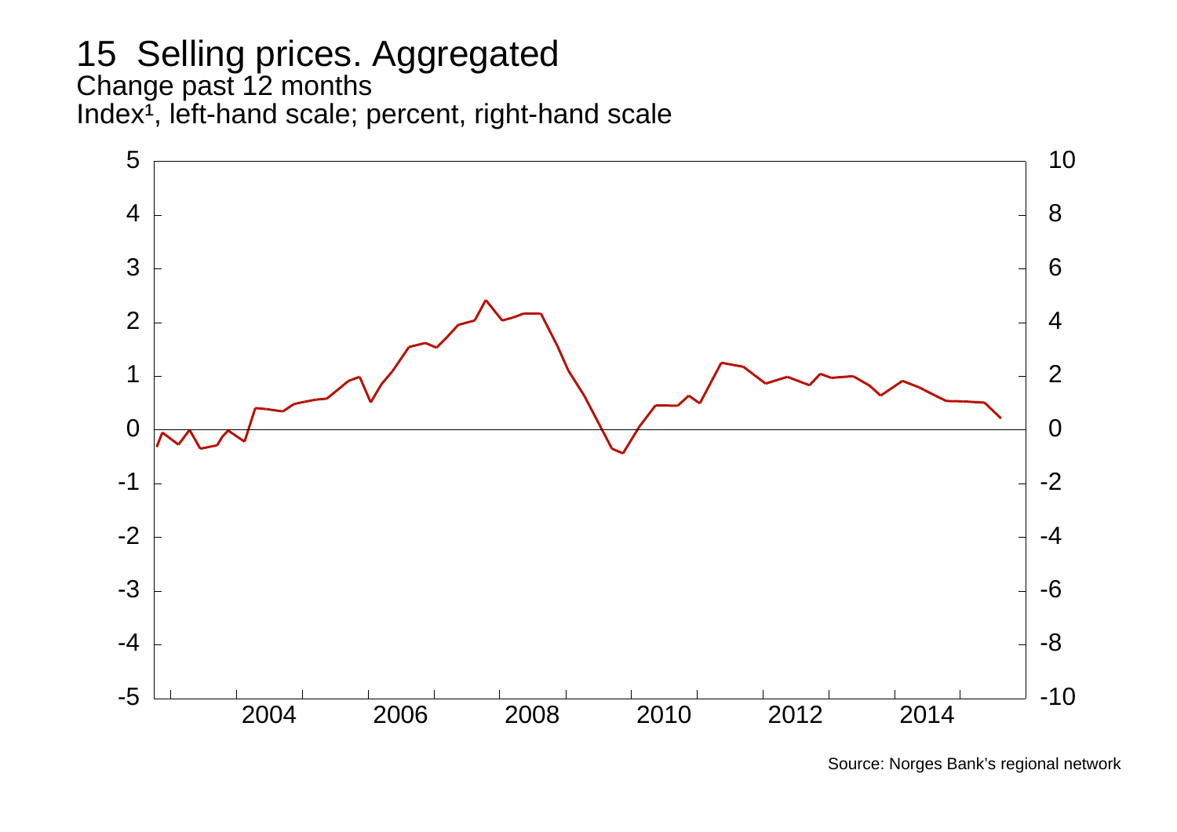# 15 Selling prices. Aggregated

Change past 12 months

Index¹, left-hand scale; percent, right-hand scale

Source: Norges Bank's regional network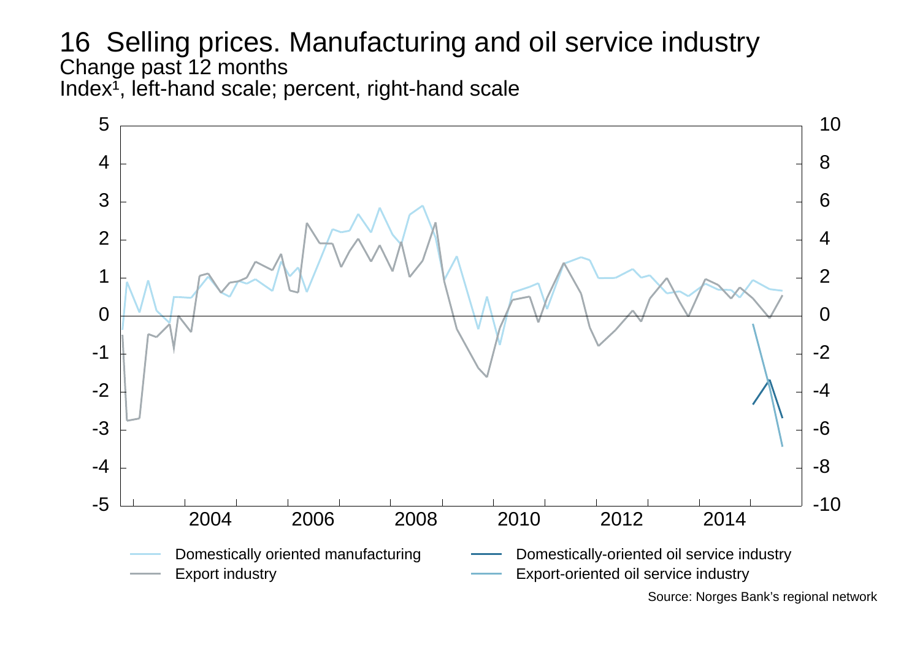# 16 Selling prices. Manufacturing and oil service industry

Change past 12 months

Index¹, left-hand scale; percent, right-hand scale

- Domestically oriented manufacturing
- Export industry
- Domestically-oriented oil service industry
- Export-oriented oil service industry

Source: Norges Bank's regional network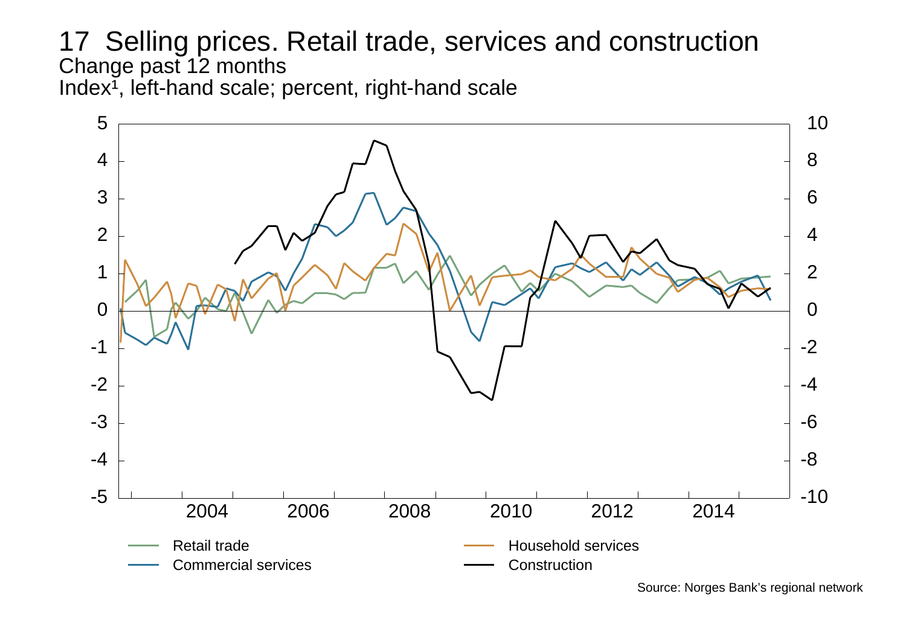# 17 Selling prices. Retail trade, services and construction

Change past 12 months

Index[1], left-hand scale; percent, right-hand scale

Retail trade
Commercial services
Household services
Construction

Source: Norges Bank's regional network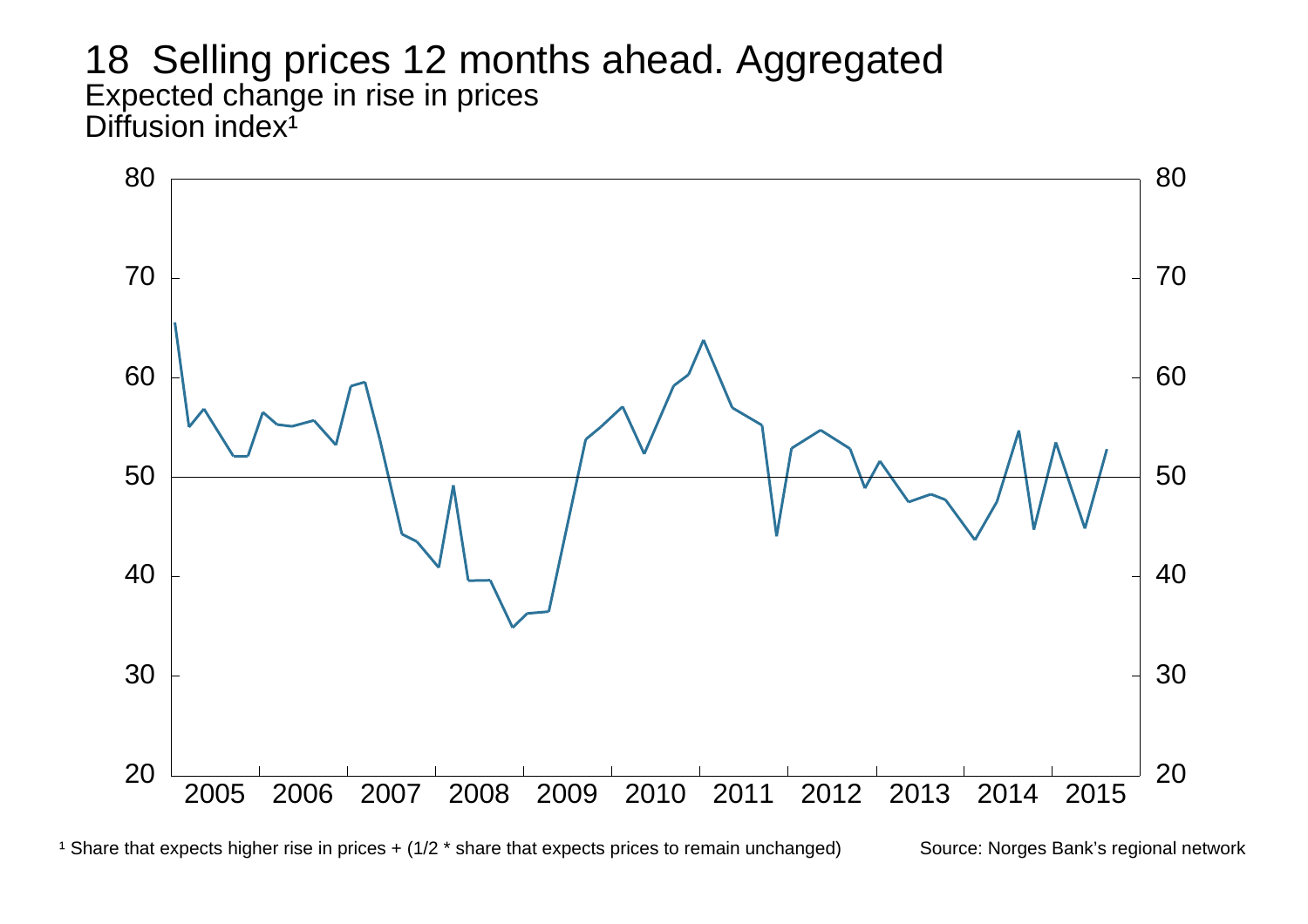# 18 Selling prices 12 months ahead. Aggregated

Expected change in rise in prices

Diffusion index[1]

[1] Share that expects higher rise in prices + (1/2 * share that expects prices to remain unchanged)

Source: Norges Bank's regional network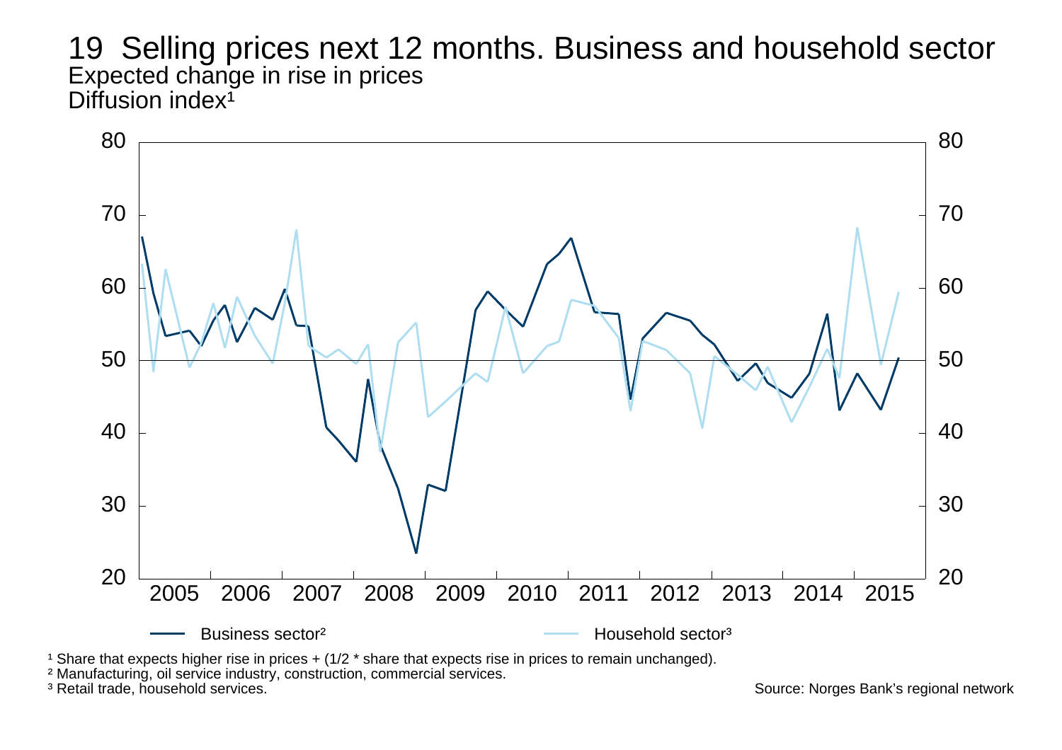# 19 Selling prices next 12 months. Business and household sector

Expected change in rise in prices

Diffusion index[1]

Business sector[2]

Household sector[3]

[1] Share that expects higher rise in prices + (1/2 * share that expects rise in prices to remain unchanged).

[2] Manufacturing, oil service industry, construction, commercial services.

[3] Retail trade, household services.

Source: Norges Bank's regional network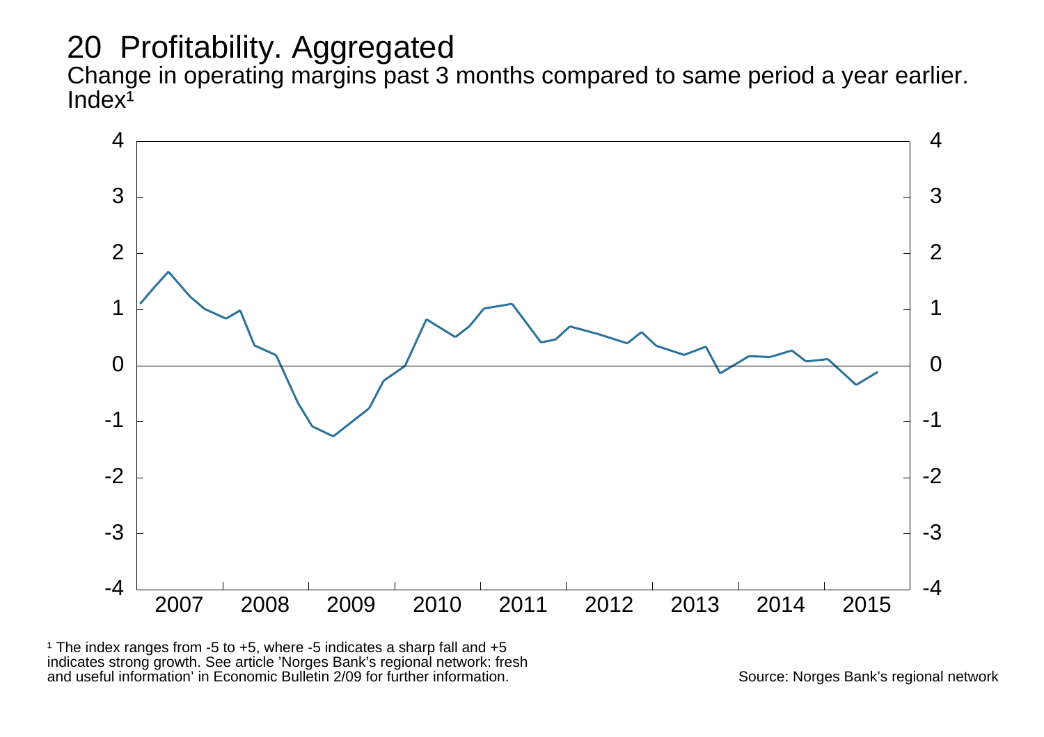## 20 Profitability. Aggregated

Change in operating margins past 3 months compared to same period a year earlier. Index[1]

4
3
2
1
0
-1
-2
-3
-4

2007 2008 2009 2010 2011 2012 2013 2014 2015

[1] The index ranges from -5 to +5, where -5 indicates a sharp fall and +5 indicates strong growth. See article 'Norges Bank's regional network: fresh and useful information' in Economic Bulletin 2/09 for further information.

Source: Norges Bank's regional network